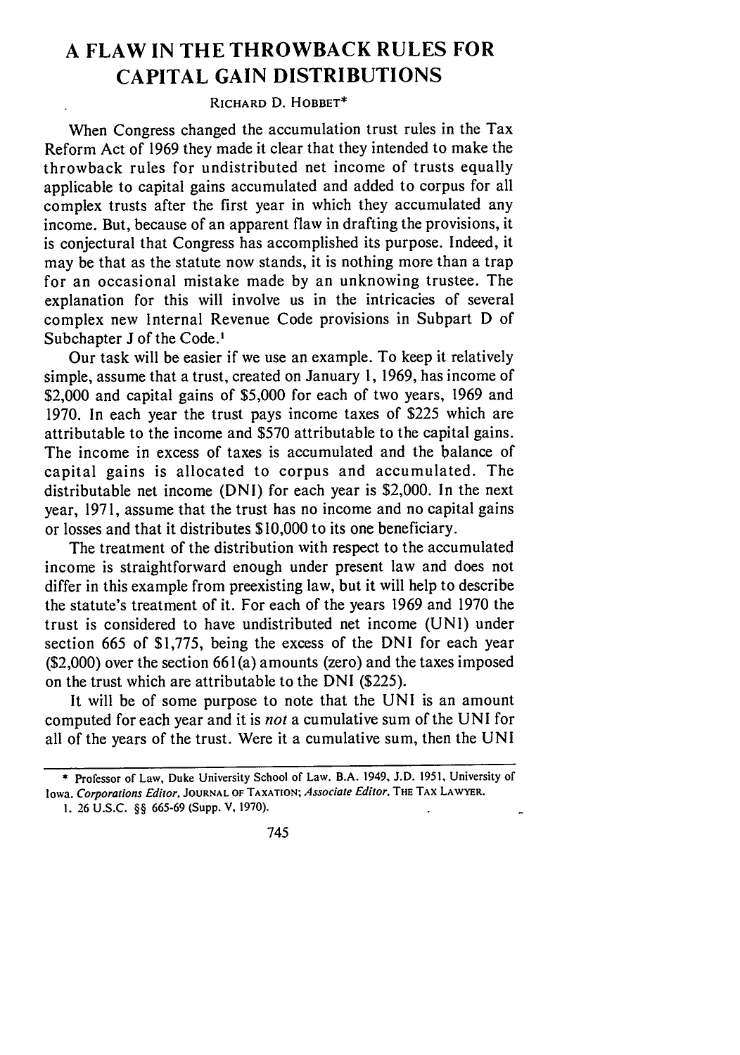# A FLAW IN THE THROWBACK RULES FOR CAPITAL GAIN DISTRIBUTIONS

RICHARD D. HOBBET*

When Congress changed the accumulation trust rules in the Tax Reform Act of 1969 they made it clear that they intended to make the throwback rules for undistributed net income of trusts equally applicable to capital gains accumulated and added to corpus for all complex trusts after the first year in which they accumulated any income. But, because of an apparent flaw in drafting the provisions, it is conjectural that Congress has accomplished its purpose. Indeed, it may be that as the statute now stands, it is nothing more than a trap for an occasional mistake made by an unknowing trustee. The explanation for this will involve us in the intricacies of several complex new Internal Revenue Code provisions in Subpart D of Subchapter J of the Code.[1]

Our task will be easier if we use an example. To keep it relatively simple, assume that a trust, created on January 1, 1969, has income of $2,000 and capital gains of $5,000 for each of two years, 1969 and 1970. In each year the trust pays income taxes of $225 which are attributable to the income and $570 attributable to the capital gains. The income in excess of taxes is accumulated and the balance of capital gains is allocated to corpus and accumulated. The distributable net income (DNI) for each year is $2,000. In the next year, 1971, assume that the trust has no income and no capital gains or losses and that it distributes $10,000 to its one beneficiary.

The treatment of the distribution with respect to the accumulated income is straightforward enough under present law and does not differ in this example from preexisting law, but it will help to describe the statute's treatment of it. For each of the years 1969 and 1970 the trust is considered to have undistributed net income (UNI) under section 665 of $1,775, being the excess of the DNI for each year ($2,000) over the section 661(a) amounts (zero) and the taxes imposed on the trust which are attributable to the DNI ($225).

It will be of some purpose to note that the UNI is an amount computed for each year and it is *not* a cumulative sum of the UNI for all of the years of the trust. Were it a cumulative sum, then the UNI

---

\* Professor of Law, Duke University School of Law. B.A. 1949, J.D. 1951, University of Iowa. *Corporations Editor*, JOURNAL OF TAXATION; *Associate Editor*, THE TAX LAWYER.

1. 26 U.S.C. §§ 665-69 (Supp. V, 1970).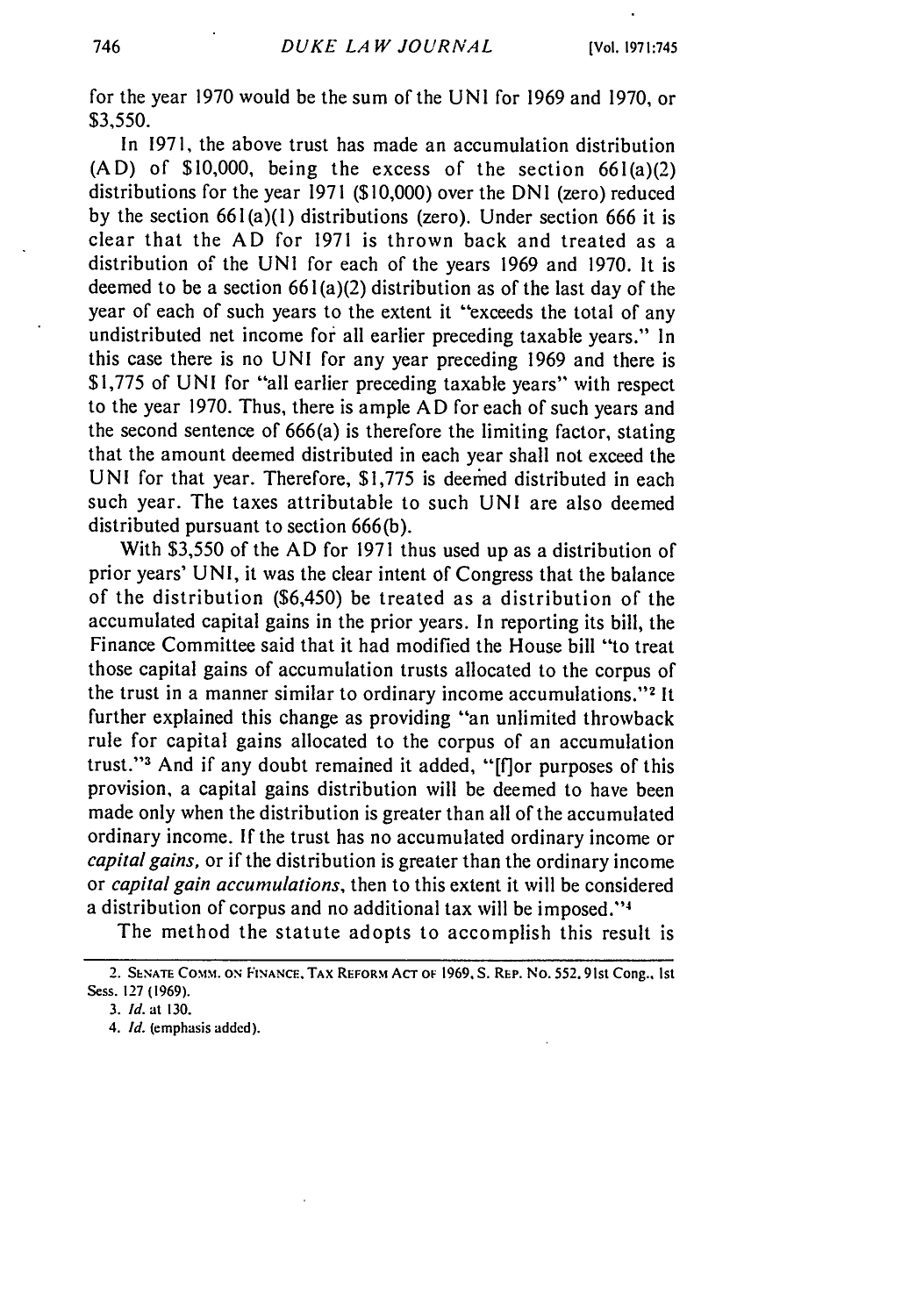for the year 1970 would be the sum of the UNI for 1969 and 1970, or $3,550.

In 1971, the above trust has made an accumulation distribution (AD) of $10,000, being the excess of the section 661(a)(2) distributions for the year 1971 ($10,000) over the DNI (zero) reduced by the section 661(a)(1) distributions (zero). Under section 666 it is clear that the AD for 1971 is thrown back and treated as a distribution of the UNI for each of the years 1969 and 1970. It is deemed to be a section 661(a)(2) distribution as of the last day of the year of each of such years to the extent it "exceeds the total of any undistributed net income for all earlier preceding taxable years." In this case there is no UNI for any year preceding 1969 and there is $1,775 of UNI for "all earlier preceding taxable years" with respect to the year 1970. Thus, there is ample AD for each of such years and the second sentence of 666(a) is therefore the limiting factor, stating that the amount deemed distributed in each year shall not exceed the UNI for that year. Therefore, $1,775 is deemed distributed in each such year. The taxes attributable to such UNI are also deemed distributed pursuant to section 666(b).

With $3,550 of the AD for 1971 thus used up as a distribution of prior years' UNI, it was the clear intent of Congress that the balance of the distribution ($6,450) be treated as a distribution of the accumulated capital gains in the prior years. In reporting its bill, the Finance Committee said that it had modified the House bill "to treat those capital gains of accumulation trusts allocated to the corpus of the trust in a manner similar to ordinary income accumulations."[2] It further explained this change as providing "an unlimited throwback rule for capital gains allocated to the corpus of an accumulation trust."[3] And if any doubt remained it added, "[f]or purposes of this provision, a capital gains distribution will be deemed to have been made only when the distribution is greater than all of the accumulated ordinary income. If the trust has no accumulated ordinary income or *capital gains,* or if the distribution is greater than the ordinary income or *capital gain accumulations*, then to this extent it will be considered a distribution of corpus and no additional tax will be imposed."[4]

The method the statute adopts to accomplish this result is

---

2. SENATE COMM. ON FINANCE, TAX REFORM ACT OF 1969, S. REP. No. 552, 91st Cong., 1st Sess. 127 (1969).

3. *Id.* at 130.

4. *Id.* (emphasis added).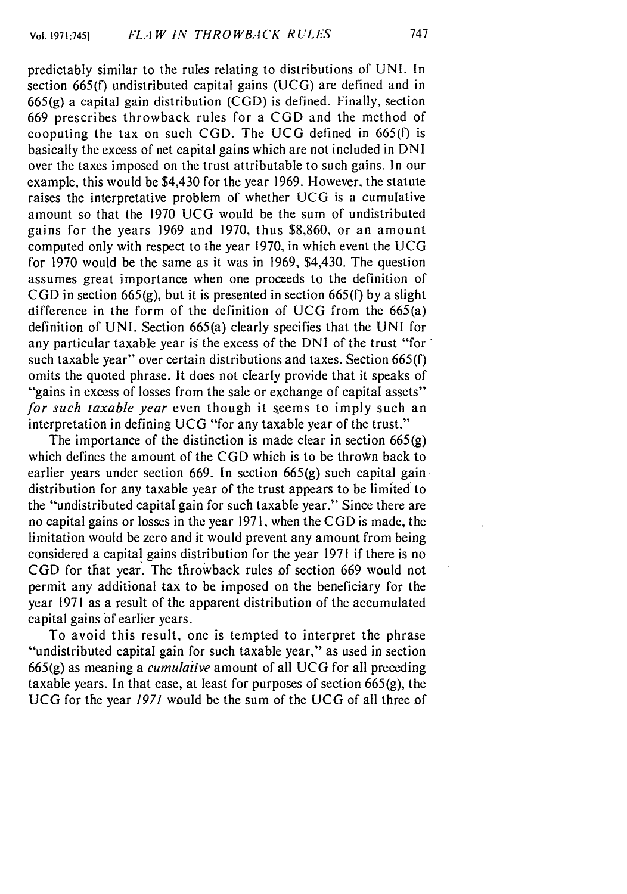predictably similar to the rules relating to distributions of UNI. In section 665(f) undistributed capital gains (UCG) are defined and in 665(g) a capital gain distribution (CGD) is defined. Finally, section 669 prescribes throwback rules for a CGD and the method of cooputing the tax on such CGD. The UCG defined in 665(f) is basically the excess of net capital gains which are not included in DNI over the taxes imposed on the trust attributable to such gains. In our example, this would be $4,430 for the year 1969. However, the statute raises the interpretative problem of whether UCG is a cumulative amount so that the 1970 UCG would be the sum of undistributed gains for the years 1969 and 1970, thus $8,860, or an amount computed only with respect to the year 1970, in which event the UCG for 1970 would be the same as it was in 1969, $4,430. The question assumes great importance when one proceeds to the definition of CGD in section 665(g), but it is presented in section 665(f) by a slight difference in the form of the definition of UCG from the 665(a) definition of UNI. Section 665(a) clearly specifies that the UNI for any particular taxable year is the excess of the DNI of the trust "for such taxable year" over certain distributions and taxes. Section 665(f) omits the quoted phrase. It does not clearly provide that it speaks of "gains in excess of losses from the sale or exchange of capital assets" *for such taxable year* even though it seems to imply such an interpretation in defining UCG "for any taxable year of the trust."

The importance of the distinction is made clear in section 665(g) which defines the amount of the CGD which is to be thrown back to earlier years under section 669. In section 665(g) such capital gain distribution for any taxable year of the trust appears to be limited to the "undistributed capital gain for such taxable year." Since there are no capital gains or losses in the year 1971, when the CGD is made, the limitation would be zero and it would prevent any amount from being considered a capital gains distribution for the year 1971 if there is no CGD for that year. The throwback rules of section 669 would not permit any additional tax to be imposed on the beneficiary for the year 1971 as a result of the apparent distribution of the accumulated capital gains of earlier years.

To avoid this result, one is tempted to interpret the phrase "undistributed capital gain for such taxable year," as used in section 665(g) as meaning a *cumulative* amount of all UCG for all preceding taxable years. In that case, at least for purposes of section 665(g), the UCG for the year *1971* would be the sum of the UCG of all three of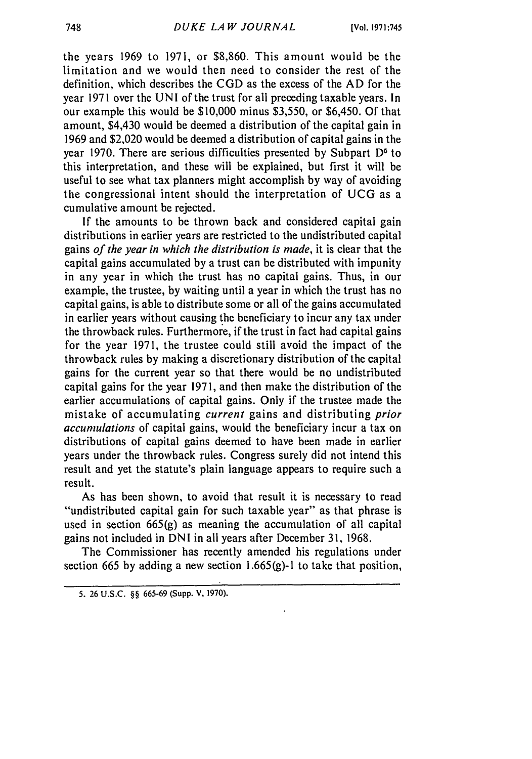the years 1969 to 1971, or $8,860. This amount would be the limitation and we would then need to consider the rest of the definition, which describes the CGD as the excess of the AD for the year 1971 over the UNI of the trust for all preceding taxable years. In our example this would be $10,000 minus $3,550, or $6,450. Of that amount, $4,430 would be deemed a distribution of the capital gain in 1969 and $2,020 would be deemed a distribution of capital gains in the year 1970. There are serious difficulties presented by Subpart D[5] to this interpretation, and these will be explained, but first it will be useful to see what tax planners might accomplish by way of avoiding the congressional intent should the interpretation of UCG as a cumulative amount be rejected.

If the amounts to be thrown back and considered capital gain distributions in earlier years are restricted to the undistributed capital gains *of the year in which the distribution is made*, it is clear that the capital gains accumulated by a trust can be distributed with impunity in any year in which the trust has no capital gains. Thus, in our example, the trustee, by waiting until a year in which the trust has no capital gains, is able to distribute some or all of the gains accumulated in earlier years without causing the beneficiary to incur any tax under the throwback rules. Furthermore, if the trust in fact had capital gains for the year 1971, the trustee could still avoid the impact of the throwback rules by making a discretionary distribution of the capital gains for the current year so that there would be no undistributed capital gains for the year 1971, and then make the distribution of the earlier accumulations of capital gains. Only if the trustee made the mistake of accumulating *current* gains and distributing *prior accumulations* of capital gains, would the beneficiary incur a tax on distributions of capital gains deemed to have been made in earlier years under the throwback rules. Congress surely did not intend this result and yet the statute's plain language appears to require such a result.

As has been shown, to avoid that result it is necessary to read "undistributed capital gain for such taxable year" as that phrase is used in section 665(g) as meaning the accumulation of all capital gains not included in DNI in all years after December 31, 1968.

The Commissioner has recently amended his regulations under section 665 by adding a new section 1.665(g)-1 to take that position,

5. 26 U.S.C. §§ 665-69 (Supp. V, 1970).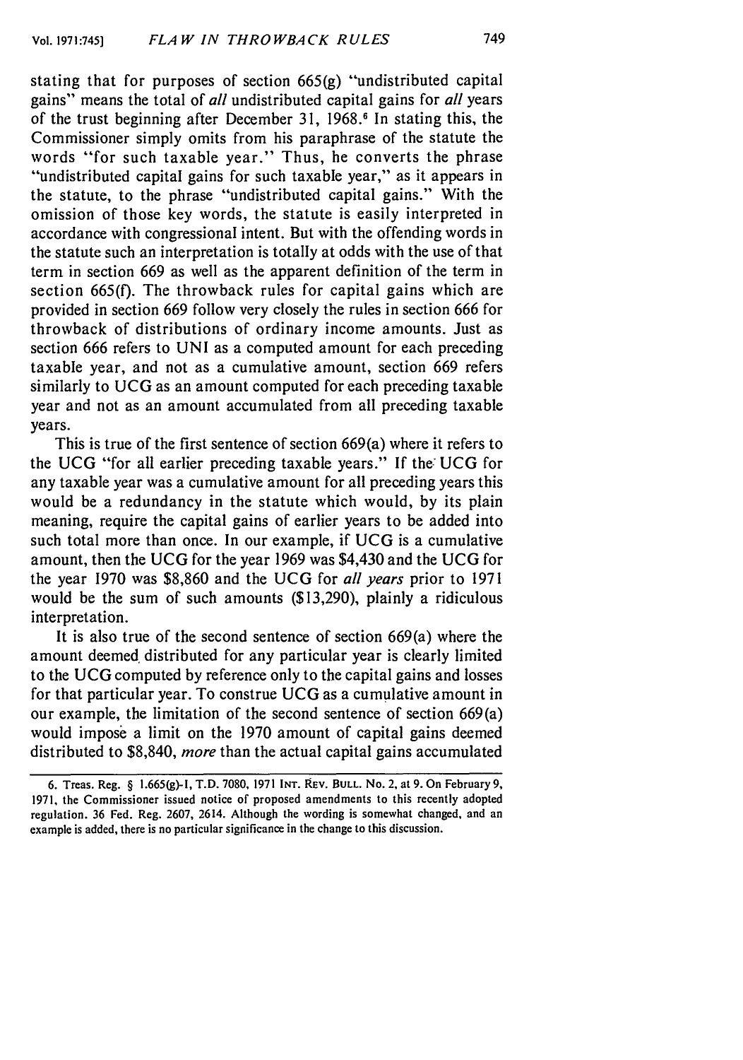stating that for purposes of section 665(g) "undistributed capital gains" means the total of *all* undistributed capital gains for *all* years of the trust beginning after December 31, 1968.[6] In stating this, the Commissioner simply omits from his paraphrase of the statute the words "for such taxable year." Thus, he converts the phrase "undistributed capital gains for such taxable year," as it appears in the statute, to the phrase "undistributed capital gains." With the omission of those key words, the statute is easily interpreted in accordance with congressional intent. But with the offending words in the statute such an interpretation is totally at odds with the use of that term in section 669 as well as the apparent definition of the term in section 665(f). The throwback rules for capital gains which are provided in section 669 follow very closely the rules in section 666 for throwback of distributions of ordinary income amounts. Just as section 666 refers to UNI as a computed amount for each preceding taxable year, and not as a cumulative amount, section 669 refers similarly to UCG as an amount computed for each preceding taxable year and not as an amount accumulated from all preceding taxable years.

This is true of the first sentence of section 669(a) where it refers to the UCG "for all earlier preceding taxable years." If the UCG for any taxable year was a cumulative amount for all preceding years this would be a redundancy in the statute which would, by its plain meaning, require the capital gains of earlier years to be added into such total more than once. In our example, if UCG is a cumulative amount, then the UCG for the year 1969 was $4,430 and the UCG for the year 1970 was $8,860 and the UCG for *all years* prior to 1971 would be the sum of such amounts ($13,290), plainly a ridiculous interpretation.

It is also true of the second sentence of section 669(a) where the amount deemed distributed for any particular year is clearly limited to the UCG computed by reference only to the capital gains and losses for that particular year. To construe UCG as a cumulative amount in our example, the limitation of the second sentence of section 669(a) would impose a limit on the 1970 amount of capital gains deemed distributed to $8,840, *more* than the actual capital gains accumulated

---

6. Treas. Reg. § 1.665(g)-1, T.D. 7080, 1971 INT. REV. BULL. No. 2, at 9. On February 9, 1971, the Commissioner issued notice of proposed amendments to this recently adopted regulation. 36 Fed. Reg. 2607, 2614. Although the wording is somewhat changed, and an example is added, there is no particular significance in the change to this discussion.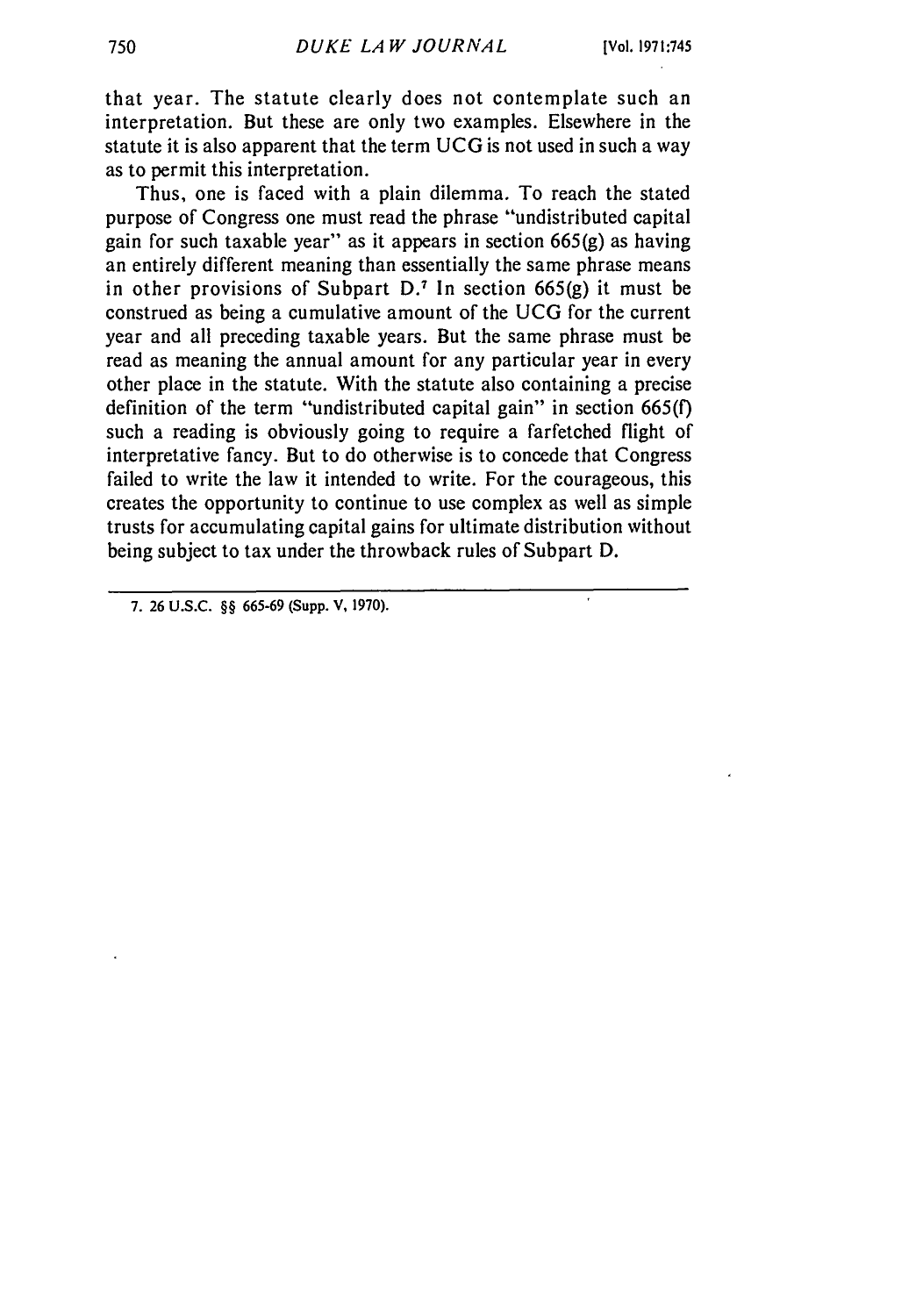that year. The statute clearly does not contemplate such an interpretation. But these are only two examples. Elsewhere in the statute it is also apparent that the term UCG is not used in such a way as to permit this interpretation.

Thus, one is faced with a plain dilemma. To reach the stated purpose of Congress one must read the phrase "undistributed capital gain for such taxable year" as it appears in section 665(g) as having an entirely different meaning than essentially the same phrase means in other provisions of Subpart D.[7] In section 665(g) it must be construed as being a cumulative amount of the UCG for the current year and all preceding taxable years. But the same phrase must be read as meaning the annual amount for any particular year in every other place in the statute. With the statute also containing a precise definition of the term "undistributed capital gain" in section 665(f) such a reading is obviously going to require a farfetched flight of interpretative fancy. But to do otherwise is to concede that Congress failed to write the law it intended to write. For the courageous, this creates the opportunity to continue to use complex as well as simple trusts for accumulating capital gains for ultimate distribution without being subject to tax under the throwback rules of Subpart D.

---

7. 26 U.S.C. §§ 665-69 (Supp. V, 1970).